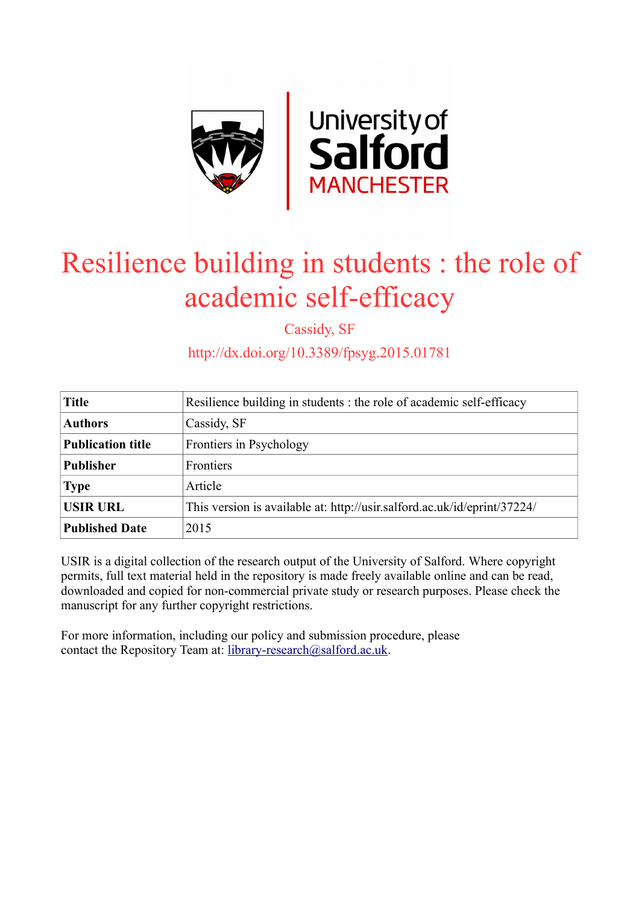# Resilience building in students : the role of academic self-efficacy

Cassidy, SF

http://dx.doi.org/10.3389/fpsyg.2015.01781

| **Title** | Resilience building in students : the role of academic self-efficacy |
|---|---|
| **Authors** | Cassidy, SF |
| **Publication title** | Frontiers in Psychology |
| **Publisher** | Frontiers |
| **Type** | Article |
| **USIR URL** | This version is available at: http://usir.salford.ac.uk/id/eprint/37224/ |
| **Published Date** | 2015 |

USIR is a digital collection of the research output of the University of Salford. Where copyright permits, full text material held in the repository is made freely available online and can be read, downloaded and copied for non-commercial private study or research purposes. Please check the manuscript for any further copyright restrictions.

For more information, including our policy and submission procedure, please contact the Repository Team at: library-research@salford.ac.uk.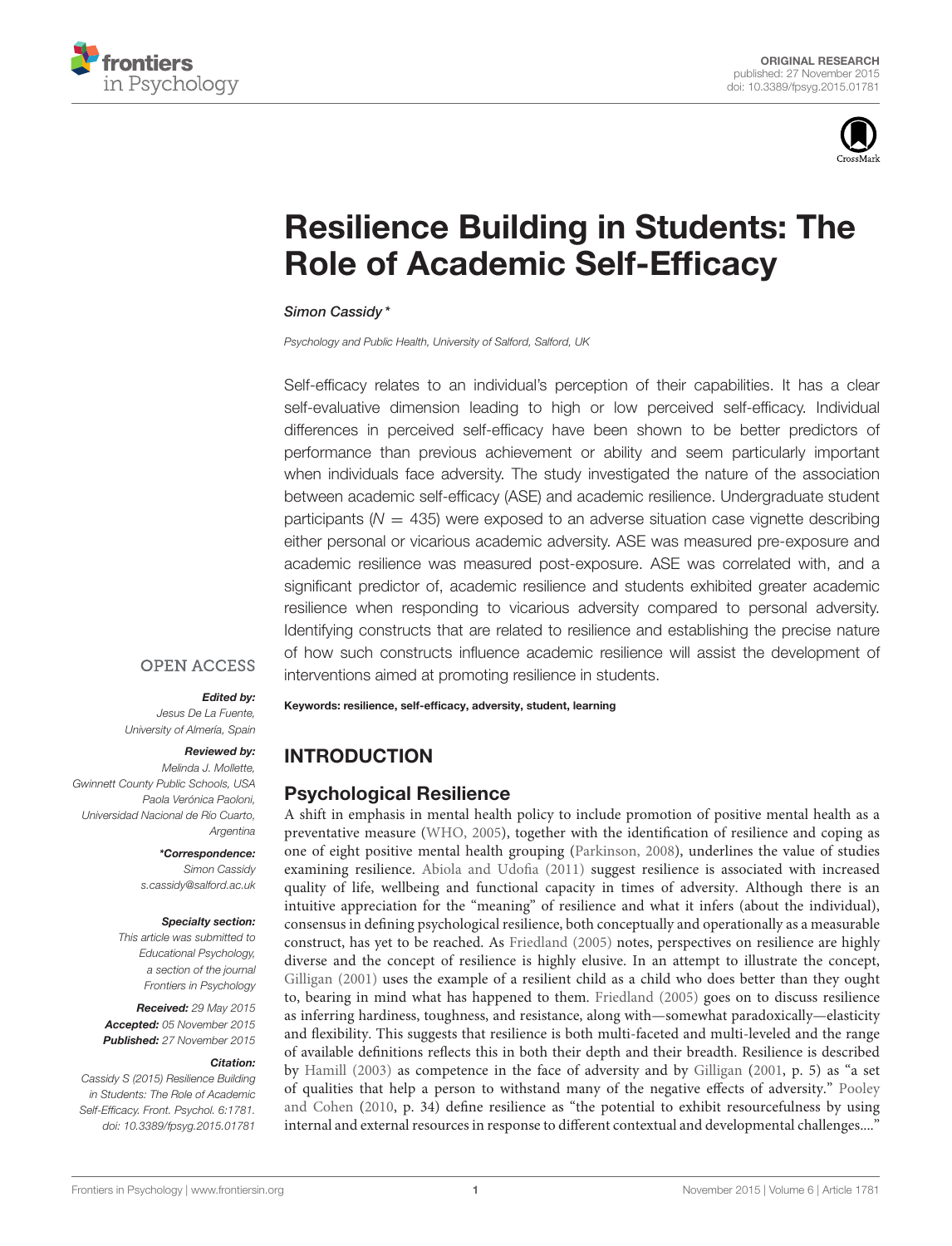# Resilience Building in Students: The Role of Academic Self-Efficacy

*Simon Cassidy\**

*Psychology and Public Health, University of Salford, Salford, UK*

Self-efficacy relates to an individual's perception of their capabilities. It has a clear self-evaluative dimension leading to high or low perceived self-efficacy. Individual differences in perceived self-efficacy have been shown to be better predictors of performance than previous achievement or ability and seem particularly important when individuals face adversity. The study investigated the nature of the association between academic self-efficacy (ASE) and academic resilience. Undergraduate student participants ($N = 435$) were exposed to an adverse situation case vignette describing either personal or vicarious academic adversity. ASE was measured pre-exposure and academic resilience was measured post-exposure. ASE was correlated with, and a significant predictor of, academic resilience and students exhibited greater academic resilience when responding to vicarious adversity compared to personal adversity. Identifying constructs that are related to resilience and establishing the precise nature of how such constructs influence academic resilience will assist the development of interventions aimed at promoting resilience in students.

**Keywords: resilience, self-efficacy, adversity, student, learning**

OPEN ACCESS

***Edited by:***
*Jesus De La Fuente, University of Almería, Spain*

***Reviewed by:***
*Melinda J. Mollette, Gwinnett County Public Schools, USA*
*Paola Verónica Paoloni, Universidad Nacional de Río Cuarto, Argentina*

***\*Correspondence:***
*Simon Cassidy*
*s.cassidy@salford.ac.uk*

***Specialty section:***
*This article was submitted to Educational Psychology, a section of the journal Frontiers in Psychology*

***Received:*** *29 May 2015*
***Accepted:*** *05 November 2015*
***Published:*** *27 November 2015*

***Citation:***
*Cassidy S (2015) Resilience Building in Students: The Role of Academic Self-Efficacy. Front. Psychol. 6:1781. doi: 10.3389/fpsyg.2015.01781*

## INTRODUCTION

### Psychological Resilience

A shift in emphasis in mental health policy to include promotion of positive mental health as a preventative measure (WHO, 2005), together with the identification of resilience and coping as one of eight positive mental health grouping (Parkinson, 2008), underlines the value of studies examining resilience. Abiola and Udofia (2011) suggest resilience is associated with increased quality of life, wellbeing and functional capacity in times of adversity. Although there is an intuitive appreciation for the "meaning" of resilience and what it infers (about the individual), consensus in defining psychological resilience, both conceptually and operationally as a measurable construct, has yet to be reached. As Friedland (2005) notes, perspectives on resilience are highly diverse and the concept of resilience is highly elusive. In an attempt to illustrate the concept, Gilligan (2001) uses the example of a resilient child as a child who does better than they ought to, bearing in mind what has happened to them. Friedland (2005) goes on to discuss resilience as inferring hardiness, toughness, and resistance, along with—somewhat paradoxically—elasticity and flexibility. This suggests that resilience is both multi-faceted and multi-leveled and the range of available definitions reflects this in both their depth and their breadth. Resilience is described by Hamill (2003) as competence in the face of adversity and by Gilligan (2001, p. 5) as "a set of qualities that help a person to withstand many of the negative effects of adversity." Pooley and Cohen (2010, p. 34) define resilience as "the potential to exhibit resourcefulness by using internal and external resources in response to different contextual and developmental challenges...."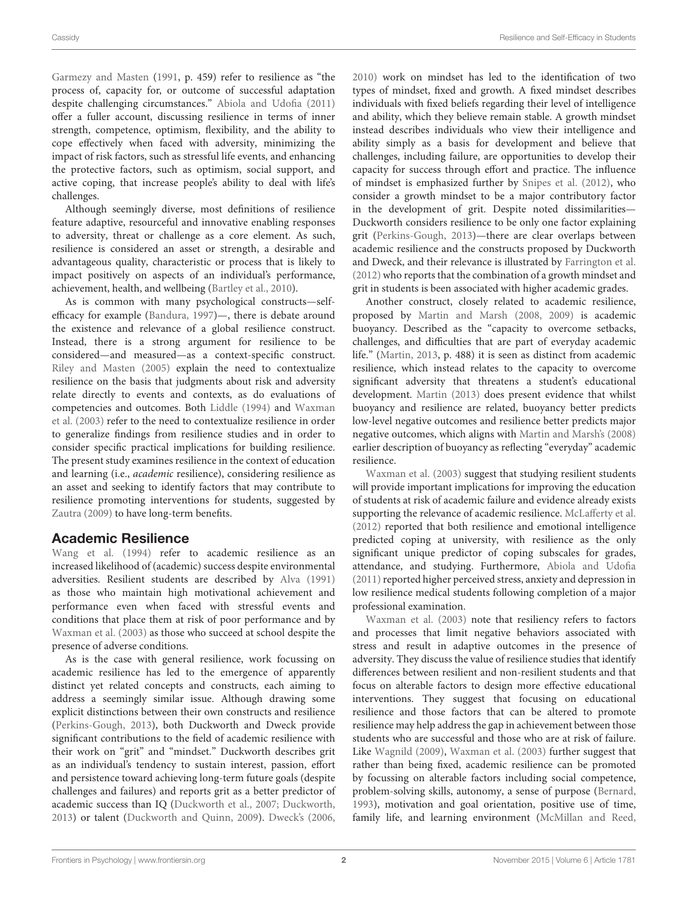Garmezy and Masten (1991, p. 459) refer to resilience as "the process of, capacity for, or outcome of successful adaptation despite challenging circumstances." Abiola and Udofia (2011) offer a fuller account, discussing resilience in terms of inner strength, competence, optimism, flexibility, and the ability to cope effectively when faced with adversity, minimizing the impact of risk factors, such as stressful life events, and enhancing the protective factors, such as optimism, social support, and active coping, that increase people's ability to deal with life's challenges.

Although seemingly diverse, most definitions of resilience feature adaptive, resourceful and innovative enabling responses to adversity, threat or challenge as a core element. As such, resilience is considered an asset or strength, a desirable and advantageous quality, characteristic or process that is likely to impact positively on aspects of an individual's performance, achievement, health, and wellbeing (Bartley et al., 2010).

As is common with many psychological constructs—self-efficacy for example (Bandura, 1997)—, there is debate around the existence and relevance of a global resilience construct. Instead, there is a strong argument for resilience to be considered—and measured—as a context-specific construct. Riley and Masten (2005) explain the need to contextualize resilience on the basis that judgments about risk and adversity relate directly to events and contexts, as do evaluations of competencies and outcomes. Both Liddle (1994) and Waxman et al. (2003) refer to the need to contextualize resilience in order to generalize findings from resilience studies and in order to consider specific practical implications for building resilience. The present study examines resilience in the context of education and learning (i.e., *academic* resilience), considering resilience as an asset and seeking to identify factors that may contribute to resilience promoting interventions for students, suggested by Zautra (2009) to have long-term benefits.

## Academic Resilience

Wang et al. (1994) refer to academic resilience as an increased likelihood of (academic) success despite environmental adversities. Resilient students are described by Alva (1991) as those who maintain high motivational achievement and performance even when faced with stressful events and conditions that place them at risk of poor performance and by Waxman et al. (2003) as those who succeed at school despite the presence of adverse conditions.

As is the case with general resilience, work focussing on academic resilience has led to the emergence of apparently distinct yet related concepts and constructs, each aiming to address a seemingly similar issue. Although drawing some explicit distinctions between their own constructs and resilience (Perkins-Gough, 2013), both Duckworth and Dweck provide significant contributions to the field of academic resilience with their work on "grit" and "mindset." Duckworth describes grit as an individual's tendency to sustain interest, passion, effort and persistence toward achieving long-term future goals (despite challenges and failures) and reports grit as a better predictor of academic success than IQ (Duckworth et al., 2007; Duckworth, 2013) or talent (Duckworth and Quinn, 2009). Dweck's (2006, 2010) work on mindset has led to the identification of two types of mindset, fixed and growth. A fixed mindset describes individuals with fixed beliefs regarding their level of intelligence and ability, which they believe remain stable. A growth mindset instead describes individuals who view their intelligence and ability simply as a basis for development and believe that challenges, including failure, are opportunities to develop their capacity for success through effort and practice. The influence of mindset is emphasized further by Snipes et al. (2012), who consider a growth mindset to be a major contributory factor in the development of grit. Despite noted dissimilarities—Duckworth considers resilience to be only one factor explaining grit (Perkins-Gough, 2013)—there are clear overlaps between academic resilience and the constructs proposed by Duckworth and Dweck, and their relevance is illustrated by Farrington et al. (2012) who reports that the combination of a growth mindset and grit in students is been associated with higher academic grades.

Another construct, closely related to academic resilience, proposed by Martin and Marsh (2008, 2009) is academic buoyancy. Described as the "capacity to overcome setbacks, challenges, and difficulties that are part of everyday academic life." (Martin, 2013, p. 488) it is seen as distinct from academic resilience, which instead relates to the capacity to overcome significant adversity that threatens a student's educational development. Martin (2013) does present evidence that whilst buoyancy and resilience are related, buoyancy better predicts low-level negative outcomes and resilience better predicts major negative outcomes, which aligns with Martin and Marsh's (2008) earlier description of buoyancy as reflecting "everyday" academic resilience.

Waxman et al. (2003) suggest that studying resilient students will provide important implications for improving the education of students at risk of academic failure and evidence already exists supporting the relevance of academic resilience. McLafferty et al. (2012) reported that both resilience and emotional intelligence predicted coping at university, with resilience as the only significant unique predictor of coping subscales for grades, attendance, and studying. Furthermore, Abiola and Udofia (2011) reported higher perceived stress, anxiety and depression in low resilience medical students following completion of a major professional examination.

Waxman et al. (2003) note that resiliency refers to factors and processes that limit negative behaviors associated with stress and result in adaptive outcomes in the presence of adversity. They discuss the value of resilience studies that identify differences between resilient and non-resilient students and that focus on alterable factors to design more effective educational interventions. They suggest that focusing on educational resilience and those factors that can be altered to promote resilience may help address the gap in achievement between those students who are successful and those who are at risk of failure. Like Wagnild (2009), Waxman et al. (2003) further suggest that rather than being fixed, academic resilience can be promoted by focussing on alterable factors including social competence, problem-solving skills, autonomy, a sense of purpose (Bernard, 1993), motivation and goal orientation, positive use of time, family life, and learning environment (McMillan and Reed,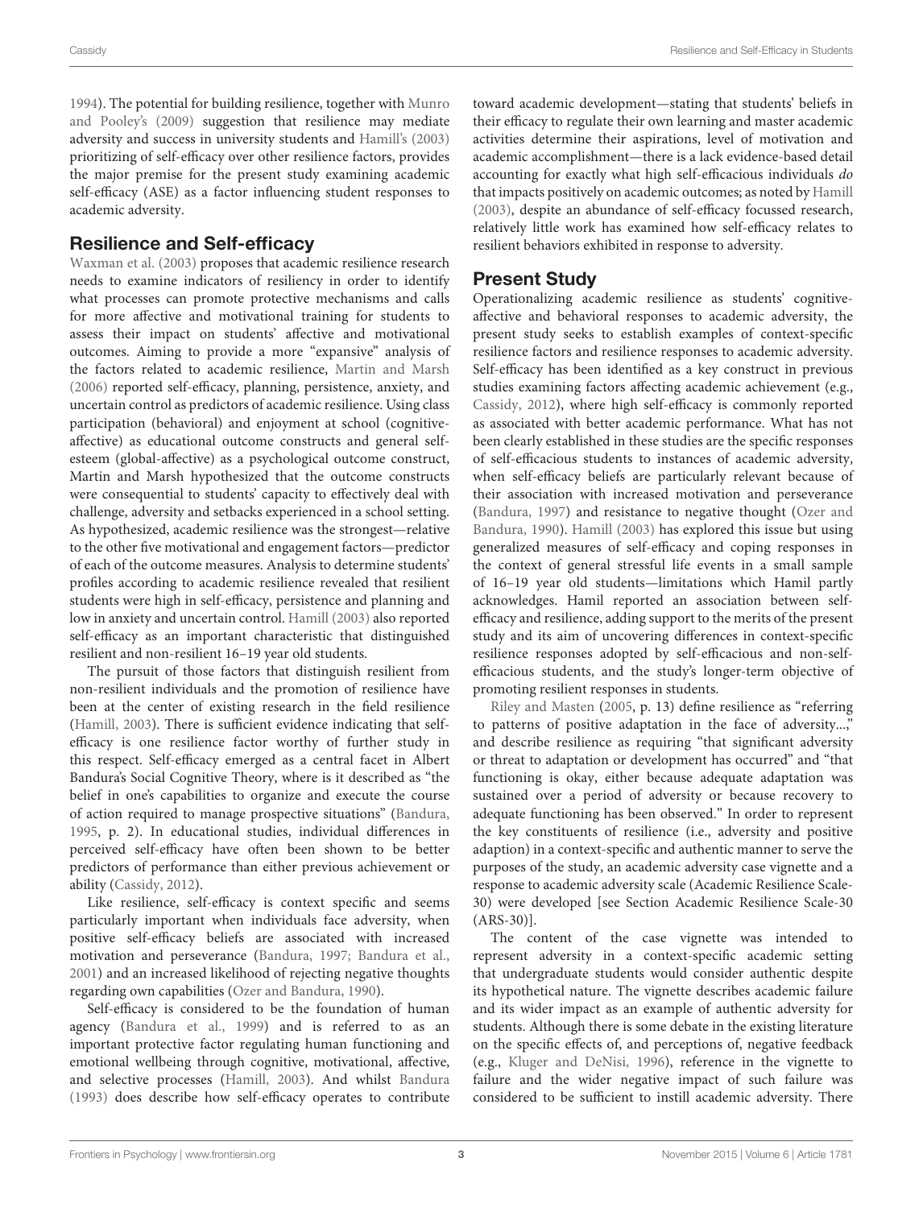1994). The potential for building resilience, together with Munro and Pooley's (2009) suggestion that resilience may mediate adversity and success in university students and Hamill's (2003) prioritizing of self-efficacy over other resilience factors, provides the major premise for the present study examining academic self-efficacy (ASE) as a factor influencing student responses to academic adversity.

## Resilience and Self-efficacy

Waxman et al. (2003) proposes that academic resilience research needs to examine indicators of resiliency in order to identify what processes can promote protective mechanisms and calls for more affective and motivational training for students to assess their impact on students' affective and motivational outcomes. Aiming to provide a more "expansive" analysis of the factors related to academic resilience, Martin and Marsh (2006) reported self-efficacy, planning, persistence, anxiety, and uncertain control as predictors of academic resilience. Using class participation (behavioral) and enjoyment at school (cognitive-affective) as educational outcome constructs and general self-esteem (global-affective) as a psychological outcome construct, Martin and Marsh hypothesized that the outcome constructs were consequential to students' capacity to effectively deal with challenge, adversity and setbacks experienced in a school setting. As hypothesized, academic resilience was the strongest—relative to the other five motivational and engagement factors—predictor of each of the outcome measures. Analysis to determine students' profiles according to academic resilience revealed that resilient students were high in self-efficacy, persistence and planning and low in anxiety and uncertain control. Hamill (2003) also reported self-efficacy as an important characteristic that distinguished resilient and non-resilient 16–19 year old students.

The pursuit of those factors that distinguish resilient from non-resilient individuals and the promotion of resilience have been at the center of existing research in the field resilience (Hamill, 2003). There is sufficient evidence indicating that self-efficacy is one resilience factor worthy of further study in this respect. Self-efficacy emerged as a central facet in Albert Bandura's Social Cognitive Theory, where is it described as "the belief in one's capabilities to organize and execute the course of action required to manage prospective situations" (Bandura, 1995, p. 2). In educational studies, individual differences in perceived self-efficacy have often been shown to be better predictors of performance than either previous achievement or ability (Cassidy, 2012).

Like resilience, self-efficacy is context specific and seems particularly important when individuals face adversity, when positive self-efficacy beliefs are associated with increased motivation and perseverance (Bandura, 1997; Bandura et al., 2001) and an increased likelihood of rejecting negative thoughts regarding own capabilities (Ozer and Bandura, 1990).

Self-efficacy is considered to be the foundation of human agency (Bandura et al., 1999) and is referred to as an important protective factor regulating human functioning and emotional wellbeing through cognitive, motivational, affective, and selective processes (Hamill, 2003). And whilst Bandura (1993) does describe how self-efficacy operates to contribute toward academic development—stating that students' beliefs in their efficacy to regulate their own learning and master academic activities determine their aspirations, level of motivation and academic accomplishment—there is a lack evidence-based detail accounting for exactly what high self-efficacious individuals *do* that impacts positively on academic outcomes; as noted by Hamill (2003), despite an abundance of self-efficacy focussed research, relatively little work has examined how self-efficacy relates to resilient behaviors exhibited in response to adversity.

## Present Study

Operationalizing academic resilience as students' cognitive-affective and behavioral responses to academic adversity, the present study seeks to establish examples of context-specific resilience factors and resilience responses to academic adversity. Self-efficacy has been identified as a key construct in previous studies examining factors affecting academic achievement (e.g., Cassidy, 2012), where high self-efficacy is commonly reported as associated with better academic performance. What has not been clearly established in these studies are the specific responses of self-efficacious students to instances of academic adversity, when self-efficacy beliefs are particularly relevant because of their association with increased motivation and perseverance (Bandura, 1997) and resistance to negative thought (Ozer and Bandura, 1990). Hamill (2003) has explored this issue but using generalized measures of self-efficacy and coping responses in the context of general stressful life events in a small sample of 16–19 year old students—limitations which Hamil partly acknowledges. Hamil reported an association between self-efficacy and resilience, adding support to the merits of the present study and its aim of uncovering differences in context-specific resilience responses adopted by self-efficacious and non-self-efficacious students, and the study's longer-term objective of promoting resilient responses in students.

Riley and Masten (2005, p. 13) define resilience as "referring to patterns of positive adaptation in the face of adversity...," and describe resilience as requiring "that significant adversity or threat to adaptation or development has occurred" and "that functioning is okay, either because adequate adaptation was sustained over a period of adversity or because recovery to adequate functioning has been observed." In order to represent the key constituents of resilience (i.e., adversity and positive adaption) in a context-specific and authentic manner to serve the purposes of the study, an academic adversity case vignette and a response to academic adversity scale (Academic Resilience Scale-30) were developed [see Section Academic Resilience Scale-30 (ARS-30)].

The content of the case vignette was intended to represent adversity in a context-specific academic setting that undergraduate students would consider authentic despite its hypothetical nature. The vignette describes academic failure and its wider impact as an example of authentic adversity for students. Although there is some debate in the existing literature on the specific effects of, and perceptions of, negative feedback (e.g., Kluger and DeNisi, 1996), reference in the vignette to failure and the wider negative impact of such failure was considered to be sufficient to instill academic adversity. There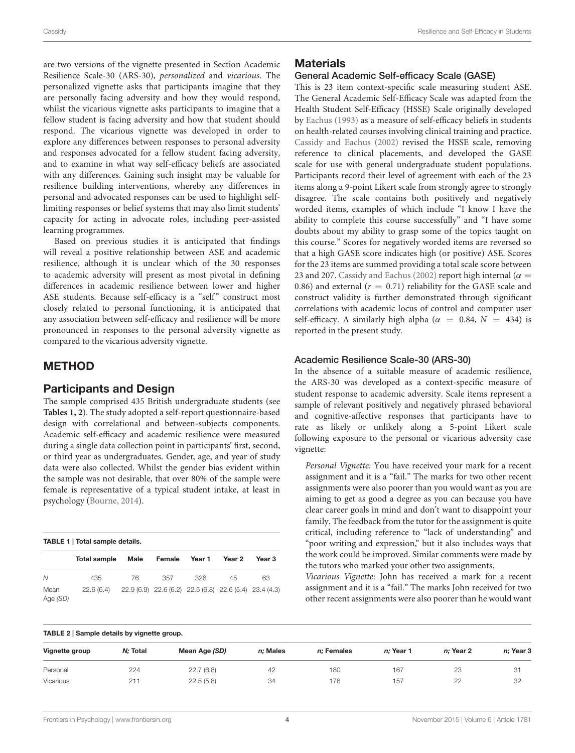are two versions of the vignette presented in Section Academic Resilience Scale-30 (ARS-30), *personalized* and *vicarious*. The personalized vignette asks that participants imagine that they are personally facing adversity and how they would respond, whilst the vicarious vignette asks participants to imagine that a fellow student is facing adversity and how that student should respond. The vicarious vignette was developed in order to explore any differences between responses to personal adversity and responses advocated for a fellow student facing adversity, and to examine in what way self-efficacy beliefs are associated with any differences. Gaining such insight may be valuable for resilience building interventions, whereby any differences in personal and advocated responses can be used to highlight self-limiting responses or belief systems that may also limit students' capacity for acting in advocate roles, including peer-assisted learning programmes.

Based on previous studies it is anticipated that findings will reveal a positive relationship between ASE and academic resilience, although it is unclear which of the 30 responses to academic adversity will present as most pivotal in defining differences in academic resilience between lower and higher ASE students. Because self-efficacy is a "self" construct most closely related to personal functioning, it is anticipated that any association between self-efficacy and resilience will be more pronounced in responses to the personal adversity vignette as compared to the vicarious adversity vignette.

# METHOD

## Participants and Design

The sample comprised 435 British undergraduate students (see **Tables 1, 2**). The study adopted a self-report questionnaire-based design with correlational and between-subjects components. Academic self-efficacy and academic resilience were measured during a single data collection point in participants' first, second, or third year as undergraduates. Gender, age, and year of study data were also collected. Whilst the gender bias evident within the sample was not desirable, that over 80% of the sample were female is representative of a typical student intake, at least in psychology (Bourne, 2014).

**TABLE 1 | Total sample details.**

| | Total sample | Male | Female | Year 1 | Year 2 | Year 3 |
|---|---|---|---|---|---|---|
| *N* | 435 | 76 | 357 | 326 | 45 | 63 |
| Mean Age *(SD)* | 22.6 (6.4) | 22.9 (6.9) | 22.6 (6.2) | 22.5 (6.8) | 22.6 (5.4) | 23.4 (4.3) |

## Materials

### General Academic Self-efficacy Scale (GASE)

This is 23 item context-specific scale measuring student ASE. The General Academic Self-Efficacy Scale was adapted from the Health Student Self-Efficacy (HSSE) Scale originally developed by Eachus (1993) as a measure of self-efficacy beliefs in students on health-related courses involving clinical training and practice. Cassidy and Eachus (2002) revised the HSSE scale, removing reference to clinical placements, and developed the GASE scale for use with general undergraduate student populations. Participants record their level of agreement with each of the 23 items along a 9-point Likert scale from strongly agree to strongly disagree. The scale contains both positively and negatively worded items, examples of which include "I know I have the ability to complete this course successfully" and "I have some doubts about my ability to grasp some of the topics taught on this course." Scores for negatively worded items are reversed so that a high GASE score indicates high (or positive) ASE. Scores for the 23 items are summed providing a total scale score between 23 and 207. Cassidy and Eachus (2002) report high internal ($\alpha = 0.86$) and external ($r = 0.71$) reliability for the GASE scale and construct validity is further demonstrated through significant correlations with academic locus of control and computer user self-efficacy. A similarly high alpha ($\alpha = 0.84$, $N = 434$) is reported in the present study.

### Academic Resilience Scale-30 (ARS-30)

In the absence of a suitable measure of academic resilience, the ARS-30 was developed as a context-specific measure of student response to academic adversity. Scale items represent a sample of relevant positively and negatively phrased behavioral and cognitive-affective responses that participants have to rate as likely or unlikely along a 5-point Likert scale following exposure to the personal or vicarious adversity case vignette:

> *Personal Vignette:* You have received your mark for a recent assignment and it is a "fail." The marks for two other recent assignments were also poorer than you would want as you are aiming to get as good a degree as you can because you have clear career goals in mind and don't want to disappoint your family. The feedback from the tutor for the assignment is quite critical, including reference to "lack of understanding" and "poor writing and expression," but it also includes ways that the work could be improved. Similar comments were made by the tutors who marked your other two assignments.
>
> *Vicarious Vignette:* John has received a mark for a recent assignment and it is a "fail." The marks John received for two other recent assignments were also poorer than he would want

**TABLE 2 | Sample details by vignette group.**

| Vignette group | *N;* Total | Mean Age *(SD)* | *n;* Males | *n;* Females | *n;* Year 1 | *n;* Year 2 | *n;* Year 3 |
|---|---|---|---|---|---|---|---|
| Personal | 224 | 22.7 (6.8) | 42 | 180 | 167 | 23 | 31 |
| Vicarious | 211 | 22.5 (5.8) | 34 | 176 | 157 | 22 | 32 |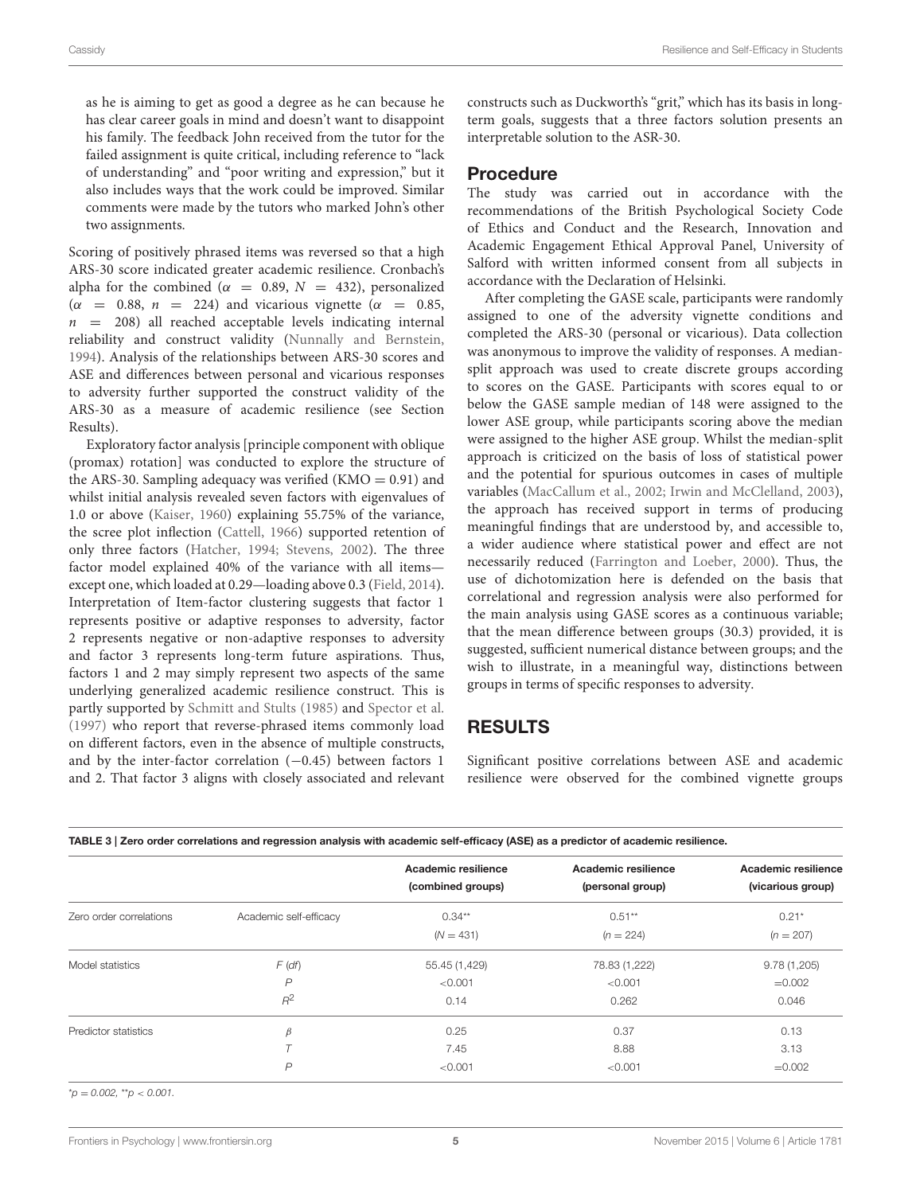as he is aiming to get as good a degree as he can because he has clear career goals in mind and doesn't want to disappoint his family. The feedback John received from the tutor for the failed assignment is quite critical, including reference to "lack of understanding" and "poor writing and expression," but it also includes ways that the work could be improved. Similar comments were made by the tutors who marked John's other two assignments.

Scoring of positively phrased items was reversed so that a high ARS-30 score indicated greater academic resilience. Cronbach's alpha for the combined ($\alpha = 0.89$, $N = 432$), personalized ($\alpha = 0.88$, $n = 224$) and vicarious vignette ($\alpha = 0.85$, $n = 208$) all reached acceptable levels indicating internal reliability and construct validity (Nunnally and Bernstein, 1994). Analysis of the relationships between ARS-30 scores and ASE and differences between personal and vicarious responses to adversity further supported the construct validity of the ARS-30 as a measure of academic resilience (see Section Results).

Exploratory factor analysis [principle component with oblique (promax) rotation] was conducted to explore the structure of the ARS-30. Sampling adequacy was verified (KMO = 0.91) and whilst initial analysis revealed seven factors with eigenvalues of 1.0 or above (Kaiser, 1960) explaining 55.75% of the variance, the scree plot inflection (Cattell, 1966) supported retention of only three factors (Hatcher, 1994; Stevens, 2002). The three factor model explained 40% of the variance with all items—except one, which loaded at 0.29—loading above 0.3 (Field, 2014). Interpretation of Item-factor clustering suggests that factor 1 represents positive or adaptive responses to adversity, factor 2 represents negative or non-adaptive responses to adversity and factor 3 represents long-term future aspirations. Thus, factors 1 and 2 may simply represent two aspects of the same underlying generalized academic resilience construct. This is partly supported by Schmitt and Stults (1985) and Spector et al. (1997) who report that reverse-phrased items commonly load on different factors, even in the absence of multiple constructs, and by the inter-factor correlation (−0.45) between factors 1 and 2. That factor 3 aligns with closely associated and relevant constructs such as Duckworth's "grit," which has its basis in long-term goals, suggests that a three factors solution presents an interpretable solution to the ASR-30.

## Procedure

The study was carried out in accordance with the recommendations of the British Psychological Society Code of Ethics and Conduct and the Research, Innovation and Academic Engagement Ethical Approval Panel, University of Salford with written informed consent from all subjects in accordance with the Declaration of Helsinki.

After completing the GASE scale, participants were randomly assigned to one of the adversity vignette conditions and completed the ARS-30 (personal or vicarious). Data collection was anonymous to improve the validity of responses. A median-split approach was used to create discrete groups according to scores on the GASE. Participants with scores equal to or below the GASE sample median of 148 were assigned to the lower ASE group, while participants scoring above the median were assigned to the higher ASE group. Whilst the median-split approach is criticized on the basis of loss of statistical power and the potential for spurious outcomes in cases of multiple variables (MacCallum et al., 2002; Irwin and McClelland, 2003), the approach has received support in terms of producing meaningful findings that are understood by, and accessible to, a wider audience where statistical power and effect are not necessarily reduced (Farrington and Loeber, 2000). Thus, the use of dichotomization here is defended on the basis that correlational and regression analysis were also performed for the main analysis using GASE scores as a continuous variable; that the mean difference between groups (30.3) provided, it is suggested, sufficient numerical distance between groups; and the wish to illustrate, in a meaningful way, distinctions between groups in terms of specific responses to adversity.

## RESULTS

Significant positive correlations between ASE and academic resilience were observed for the combined vignette groups

**TABLE 3 | Zero order correlations and regression analysis with academic self-efficacy (ASE) as a predictor of academic resilience.**

| | | Academic resilience (combined groups) | Academic resilience (personal group) | Academic resilience (vicarious group) |
|---|---|---|---|---|
| Zero order correlations | Academic self-efficacy | 0.34** ($N$ = 431) | 0.51** ($n$ = 224) | 0.21* ($n$ = 207) |
| Model statistics | $F$ ($df$) | 55.45 (1,429) | 78.83 (1,222) | 9.78 (1,205) |
| | $P$ | <0.001 | <0.001 | =0.002 |
| | $R^2$ | 0.14 | 0.262 | 0.046 |
| Predictor statistics | $\beta$ | 0.25 | 0.37 | 0.13 |
| | $T$ | 7.45 | 8.88 | 3.13 |
| | $P$ | <0.001 | <0.001 | =0.002 |

*$p = 0.002$, **$p < 0.001$.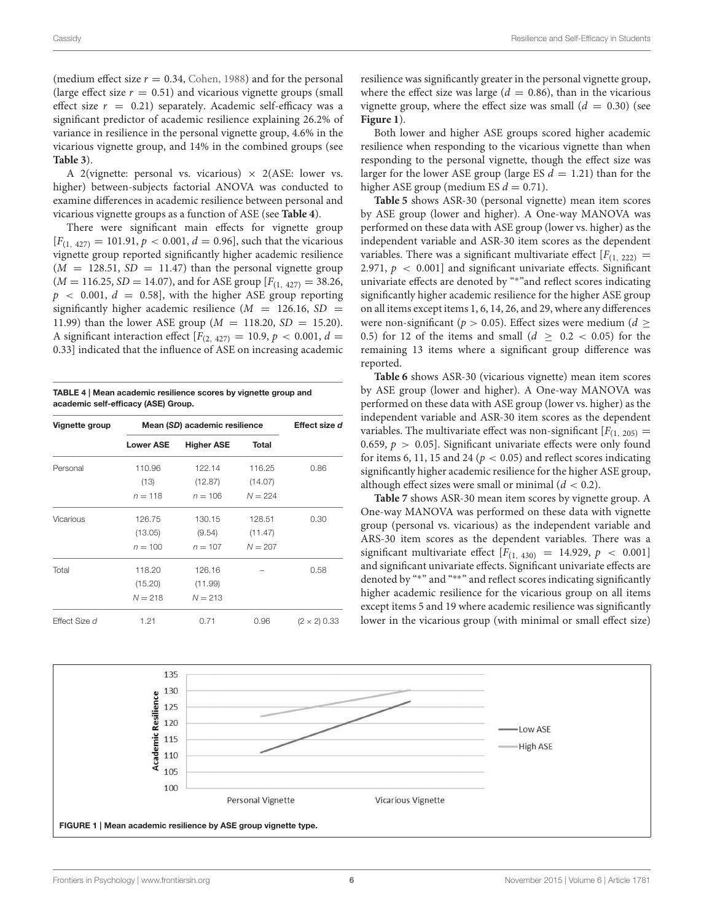(medium effect size $r = 0.34$, Cohen, 1988) and for the personal (large effect size $r = 0.51$) and vicarious vignette groups (small effect size $r = 0.21$) separately. Academic self-efficacy was a significant predictor of academic resilience explaining 26.2% of variance in resilience in the personal vignette group, 4.6% in the vicarious vignette group, and 14% in the combined groups (see **Table 3**).

A 2(vignette: personal vs. vicarious) × 2(ASE: lower vs. higher) between-subjects factorial ANOVA was conducted to examine differences in academic resilience between personal and vicarious vignette groups as a function of ASE (see **Table 4**).

There were significant main effects for vignette group [$F_{(1, 427)} = 101.91$, $p < 0.001$, $d = 0.96$], such that the vicarious vignette group reported significantly higher academic resilience ($M = 128.51$, $SD = 11.47$) than the personal vignette group ($M = 116.25$, $SD = 14.07$), and for ASE group [$F_{(1, 427)} = 38.26$, $p < 0.001$, $d = 0.58$], with the higher ASE group reporting significantly higher academic resilience ($M = 126.16$, $SD = 11.99$) than the lower ASE group ($M = 118.20$, $SD = 15.20$). A significant interaction effect [$F_{(2, 427)} = 10.9$, $p < 0.001$, $d = 0.33$] indicated that the influence of ASE on increasing academic resilience was significantly greater in the personal vignette group, where the effect size was large ($d = 0.86$), than in the vicarious vignette group, where the effect size was small ($d = 0.30$) (see **Figure 1**).

**TABLE 4 | Mean academic resilience scores by vignette group and academic self-efficacy (ASE) Group.**

| Vignette group | Mean (SD) academic resilience | | | Effect size d |
|---|---|---|---|---|
| | Lower ASE | Higher ASE | Total | |
| Personal | 110.96 (13) n = 118 | 122.14 (12.87) n = 106 | 116.25 (14.07) N = 224 | 0.86 |
| Vicarious | 126.75 (13.05) n = 100 | 130.15 (9.54) n = 107 | 128.51 (11.47) N = 207 | 0.30 |
| Total | 118.20 (15.20) N = 218 | 126.16 (11.99) N = 213 | – | 0.58 |
| Effect Size d | 1.21 | 0.71 | 0.96 | (2 × 2) 0.33 |

Both lower and higher ASE groups scored higher academic resilience when responding to the vicarious vignette than when responding to the personal vignette, though the effect size was larger for the lower ASE group (large ES $d = 1.21$) than for the higher ASE group (medium ES $d = 0.71$).

**Table 5** shows ASR-30 (personal vignette) mean item scores by ASE group (lower and higher). A One-way MANOVA was performed on these data with ASE group (lower vs. higher) as the independent variable and ASR-30 item scores as the dependent variables. There was a significant multivariate effect [$F_{(1, 222)} = 2.971$, $p < 0.001$] and significant univariate effects. Significant univariate effects are denoted by "*"and reflect scores indicating significantly higher academic resilience for the higher ASE group on all items except items 1, 6, 14, 26, and 29, where any differences were non-significant ($p > 0.05$). Effect sizes were medium ($d \geq 0.5$) for 12 of the items and small ($d \geq 0.2 < 0.05$) for the remaining 13 items where a significant group difference was reported.

**Table 6** shows ASR-30 (vicarious vignette) mean item scores by ASE group (lower and higher). A One-way MANOVA was performed on these data with ASE group (lower vs. higher) as the independent variable and ASR-30 item scores as the dependent variables. The multivariate effect was non-significant [$F_{(1, 205)} = 0.659$, $p > 0.05$]. Significant univariate effects were only found for items 6, 11, 15 and 24 ($p < 0.05$) and reflect scores indicating significantly higher academic resilience for the higher ASE group, although effect sizes were small or minimal ($d < 0.2$).

**Table 7** shows ASR-30 mean item scores by vignette group. A One-way MANOVA was performed on these data with vignette group (personal vs. vicarious) as the independent variable and ARS-30 item scores as the dependent variables. There was a significant multivariate effect [$F_{(1, 430)} = 14.929$, $p < 0.001$] and significant univariate effects. Significant univariate effects are denoted by "*" and "**" and reflect scores indicating significantly higher academic resilience for the vicarious group on all items except items 5 and 19 where academic resilience was significantly lower in the vicarious group (with minimal or small effect size)

**FIGURE 1 | Mean academic resilience by ASE group vignette type.**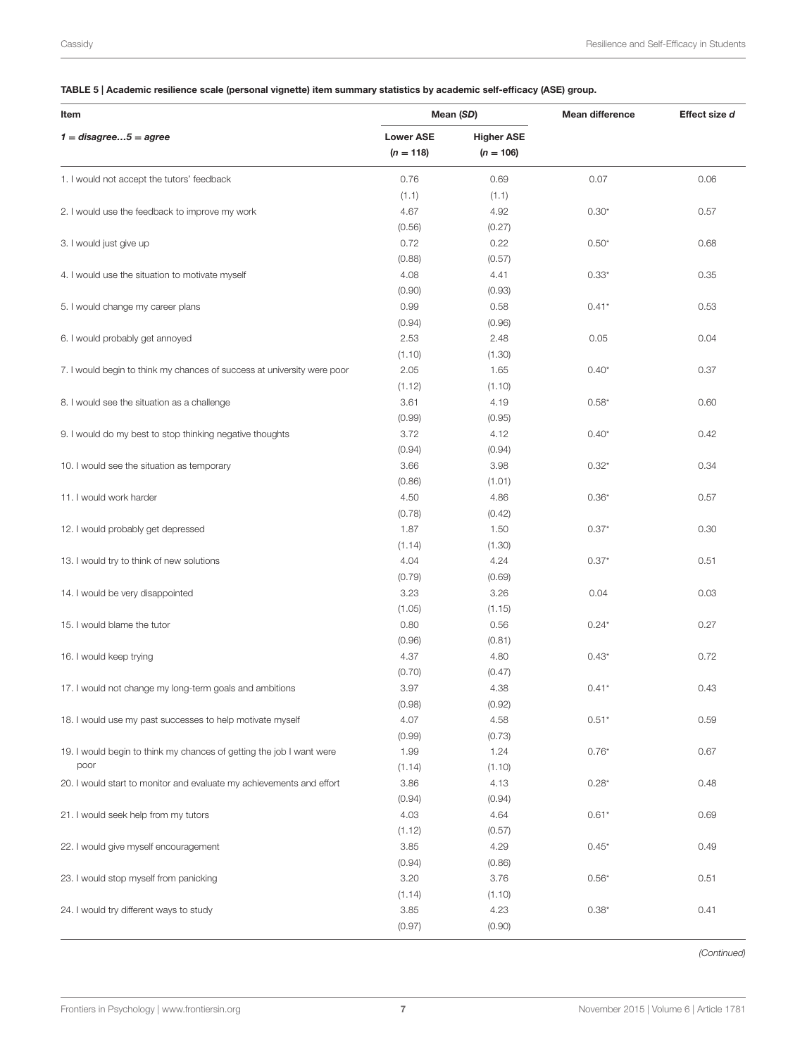**TABLE 5 | Academic resilience scale (personal vignette) item summary statistics by academic self-efficacy (ASE) group.**

| Item | Mean (*SD*) | | Mean difference | Effect size *d* |
|---|---|---|---|---|
| *1 = disagree…5 = agree* | **Lower ASE** ($n = 118$) | **Higher ASE** ($n = 106$) | | |
| 1. I would not accept the tutors' feedback | 0.76 (1.1) | 0.69 (1.1) | 0.07 | 0.06 |
| 2. I would use the feedback to improve my work | 4.67 (0.56) | 4.92 (0.27) | 0.30* | 0.57 |
| 3. I would just give up | 0.72 (0.88) | 0.22 (0.57) | 0.50* | 0.68 |
| 4. I would use the situation to motivate myself | 4.08 (0.90) | 4.41 (0.93) | 0.33* | 0.35 |
| 5. I would change my career plans | 0.99 (0.94) | 0.58 (0.96) | 0.41* | 0.53 |
| 6. I would probably get annoyed | 2.53 (1.10) | 2.48 (1.30) | 0.05 | 0.04 |
| 7. I would begin to think my chances of success at university were poor | 2.05 (1.12) | 1.65 (1.10) | 0.40* | 0.37 |
| 8. I would see the situation as a challenge | 3.61 (0.99) | 4.19 (0.95) | 0.58* | 0.60 |
| 9. I would do my best to stop thinking negative thoughts | 3.72 (0.94) | 4.12 (0.94) | 0.40* | 0.42 |
| 10. I would see the situation as temporary | 3.66 (0.86) | 3.98 (1.01) | 0.32* | 0.34 |
| 11. I would work harder | 4.50 (0.78) | 4.86 (0.42) | 0.36* | 0.57 |
| 12. I would probably get depressed | 1.87 (1.14) | 1.50 (1.30) | 0.37* | 0.30 |
| 13. I would try to think of new solutions | 4.04 (0.79) | 4.24 (0.69) | 0.37* | 0.51 |
| 14. I would be very disappointed | 3.23 (1.05) | 3.26 (1.15) | 0.04 | 0.03 |
| 15. I would blame the tutor | 0.80 (0.96) | 0.56 (0.81) | 0.24* | 0.27 |
| 16. I would keep trying | 4.37 (0.70) | 4.80 (0.47) | 0.43* | 0.72 |
| 17. I would not change my long-term goals and ambitions | 3.97 (0.98) | 4.38 (0.92) | 0.41* | 0.43 |
| 18. I would use my past successes to help motivate myself | 4.07 (0.99) | 4.58 (0.73) | 0.51* | 0.59 |
| 19. I would begin to think my chances of getting the job I want were poor | 1.99 (1.14) | 1.24 (1.10) | 0.76* | 0.67 |
| 20. I would start to monitor and evaluate my achievements and effort | 3.86 (0.94) | 4.13 (0.94) | 0.28* | 0.48 |
| 21. I would seek help from my tutors | 4.03 (1.12) | 4.64 (0.57) | 0.61* | 0.69 |
| 22. I would give myself encouragement | 3.85 (0.94) | 4.29 (0.86) | 0.45* | 0.49 |
| 23. I would stop myself from panicking | 3.20 (1.14) | 3.76 (1.10) | 0.56* | 0.51 |
| 24. I would try different ways to study | 3.85 (0.97) | 4.23 (0.90) | 0.38* | 0.41 |

*(Continued)*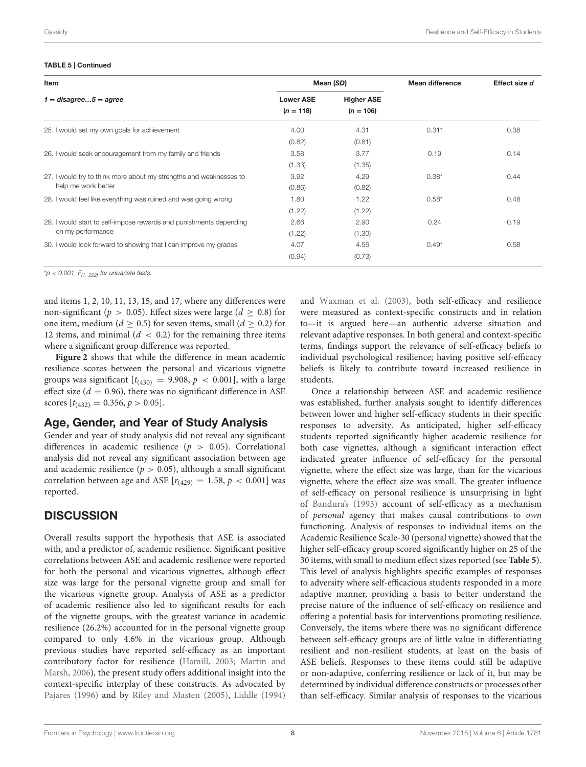**TABLE 5 | Continued**

| Item | Mean (*SD*) | | Mean difference | Effect size *d* |
|---|---|---|---|---|
| *1 = disagree…5 = agree* | Lower ASE ($n = 118$) | Higher ASE ($n = 106$) | | |
| 25. I would set my own goals for achievement | 4.00 (0.82) | 4.31 (0.81) | 0.31* | 0.38 |
| 26. I would seek encouragement from my family and friends | 3.58 (1.33) | 3.77 (1.35) | 0.19 | 0.14 |
| 27. I would try to think more about my strengths and weaknesses to help me work better | 3.92 (0.86) | 4.29 (0.82) | 0.38* | 0.44 |
| 28. I would feel like everything was ruined and was going wrong | 1.80 (1.22) | 1.22 (1.22) | 0.58* | 0.48 |
| 29. I would start to self-impose rewards and punishments depending on my performance | 2.66 (1.22) | 2.90 (1.30) | 0.24 | 0.19 |
| 30. I would look forward to showing that I can improve my grades | 4.07 (0.94) | 4.56 (0.73) | 0.49* | 0.58 |

*$^*p < 0.001$, $F_{(1,\ 222)}$ for univariate tests.*

and items 1, 2, 10, 11, 13, 15, and 17, where any differences were non-significant ($p > 0.05$). Effect sizes were large ($d \geq 0.8$) for one item, medium ($d \geq 0.5$) for seven items, small ($d \geq 0.2$) for 12 items, and minimal ($d < 0.2$) for the remaining three items where a significant group difference was reported.

**Figure 2** shows that while the difference in mean academic resilience scores between the personal and vicarious vignette groups was significant [$t_{(430)} = 9.908$, $p < 0.001$], with a large effect size ($d = 0.96$), there was no significant difference in ASE scores [$t_{(432)} = 0.356$, $p > 0.05$].

## Age, Gender, and Year of Study Analysis

Gender and year of study analysis did not reveal any significant differences in academic resilience ($p > 0.05$). Correlational analysis did not reveal any significant association between age and academic resilience ($p > 0.05$), although a small significant correlation between age and ASE [$r_{(429)} = 1.58$, $p < 0.001$] was reported.

# DISCUSSION

Overall results support the hypothesis that ASE is associated with, and a predictor of, academic resilience. Significant positive correlations between ASE and academic resilience were reported for both the personal and vicarious vignettes, although effect size was large for the personal vignette group and small for the vicarious vignette group. Analysis of ASE as a predictor of academic resilience also led to significant results for each of the vignette groups, with the greatest variance in academic resilience (26.2%) accounted for in the personal vignette group compared to only 4.6% in the vicarious group. Although previous studies have reported self-efficacy as an important contributory factor for resilience (Hamill, 2003; Martin and Marsh, 2006), the present study offers additional insight into the context-specific interplay of these constructs. As advocated by Pajares (1996) and by Riley and Masten (2005), Liddle (1994) and Waxman et al. (2003), both self-efficacy and resilience were measured as context-specific constructs and in relation to—it is argued here—an authentic adverse situation and relevant adaptive responses. In both general and context-specific terms, findings support the relevance of self-efficacy beliefs to individual psychological resilience; having positive self-efficacy beliefs is likely to contribute toward increased resilience in students.

Once a relationship between ASE and academic resilience was established, further analysis sought to identify differences between lower and higher self-efficacy students in their specific responses to adversity. As anticipated, higher self-efficacy students reported significantly higher academic resilience for both case vignettes, although a significant interaction effect indicated greater influence of self-efficacy for the personal vignette, where the effect size was large, than for the vicarious vignette, where the effect size was small. The greater influence of self-efficacy on personal resilience is unsurprising in light of Bandura's (1993) account of self-efficacy as a mechanism of *personal* agency that makes causal contributions to *own* functioning. Analysis of responses to individual items on the Academic Resilience Scale-30 (personal vignette) showed that the higher self-efficacy group scored significantly higher on 25 of the 30 items, with small to medium effect sizes reported (see **Table 5**). This level of analysis highlights specific examples of responses to adversity where self-efficacious students responded in a more adaptive manner, providing a basis to better understand the precise nature of the influence of self-efficacy on resilience and offering a potential basis for interventions promoting resilience. Conversely, the items where there was no significant difference between self-efficacy groups are of little value in differentiating resilient and non-resilient students, at least on the basis of ASE beliefs. Responses to these items could still be adaptive or non-adaptive, conferring resilience or lack of it, but may be determined by individual difference constructs or processes other than self-efficacy. Similar analysis of responses to the vicarious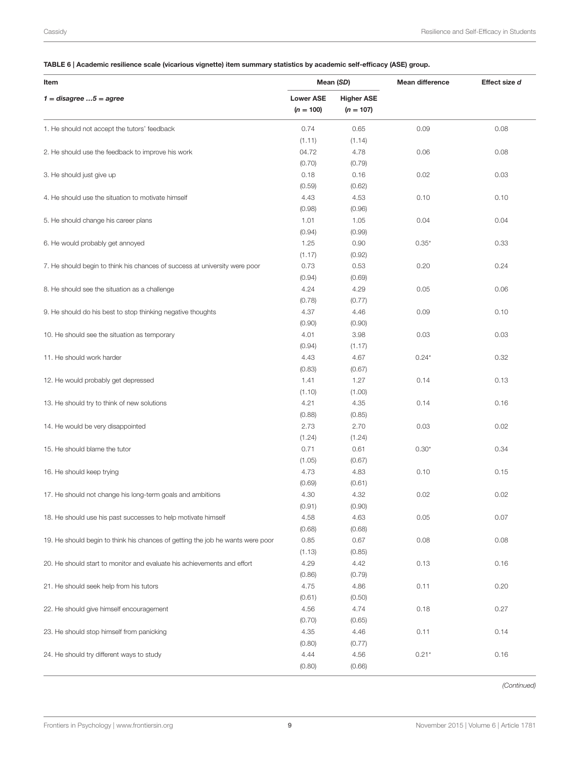**TABLE 6 | Academic resilience scale (vicarious vignette) item summary statistics by academic self-efficacy (ASE) group.**

| Item | Mean (*SD*) | | Mean difference | Effect size *d* |
|---|---|---|---|---|
| *1 = disagree …5 = agree* | **Lower ASE** (*n* = 100) | **Higher ASE** (*n* = 107) | | |
| 1. He should not accept the tutors' feedback | 0.74 (1.11) | 0.65 (1.14) | 0.09 | 0.08 |
| 2. He should use the feedback to improve his work | 04.72 (0.70) | 4.78 (0.79) | 0.06 | 0.08 |
| 3. He should just give up | 0.18 (0.59) | 0.16 (0.62) | 0.02 | 0.03 |
| 4. He should use the situation to motivate himself | 4.43 (0.98) | 4.53 (0.96) | 0.10 | 0.10 |
| 5. He should change his career plans | 1.01 (0.94) | 1.05 (0.99) | 0.04 | 0.04 |
| 6. He would probably get annoyed | 1.25 (1.17) | 0.90 (0.92) | 0.35* | 0.33 |
| 7. He should begin to think his chances of success at university were poor | 0.73 (0.94) | 0.53 (0.69) | 0.20 | 0.24 |
| 8. He should see the situation as a challenge | 4.24 (0.78) | 4.29 (0.77) | 0.05 | 0.06 |
| 9. He should do his best to stop thinking negative thoughts | 4.37 (0.90) | 4.46 (0.90) | 0.09 | 0.10 |
| 10. He should see the situation as temporary | 4.01 (0.94) | 3.98 (1.17) | 0.03 | 0.03 |
| 11. He should work harder | 4.43 (0.83) | 4.67 (0.67) | 0.24* | 0.32 |
| 12. He would probably get depressed | 1.41 (1.10) | 1.27 (1.00) | 0.14 | 0.13 |
| 13. He should try to think of new solutions | 4.21 (0.88) | 4.35 (0.85) | 0.14 | 0.16 |
| 14. He would be very disappointed | 2.73 (1.24) | 2.70 (1.24) | 0.03 | 0.02 |
| 15. He should blame the tutor | 0.71 (1.05) | 0.61 (0.67) | 0.30* | 0.34 |
| 16. He should keep trying | 4.73 (0.69) | 4.83 (0.61) | 0.10 | 0.15 |
| 17. He should not change his long-term goals and ambitions | 4.30 (0.91) | 4.32 (0.90) | 0.02 | 0.02 |
| 18. He should use his past successes to help motivate himself | 4.58 (0.68) | 4.63 (0.68) | 0.05 | 0.07 |
| 19. He should begin to think his chances of getting the job he wants were poor | 0.85 (1.13) | 0.67 (0.85) | 0.08 | 0.08 |
| 20. He should start to monitor and evaluate his achievements and effort | 4.29 (0.86) | 4.42 (0.79) | 0.13 | 0.16 |
| 21. He should seek help from his tutors | 4.75 (0.61) | 4.86 (0.50) | 0.11 | 0.20 |
| 22. He should give himself encouragement | 4.56 (0.70) | 4.74 (0.65) | 0.18 | 0.27 |
| 23. He should stop himself from panicking | 4.35 (0.80) | 4.46 (0.77) | 0.11 | 0.14 |
| 24. He should try different ways to study | 4.44 (0.80) | 4.56 (0.66) | 0.21* | 0.16 |

*(Continued)*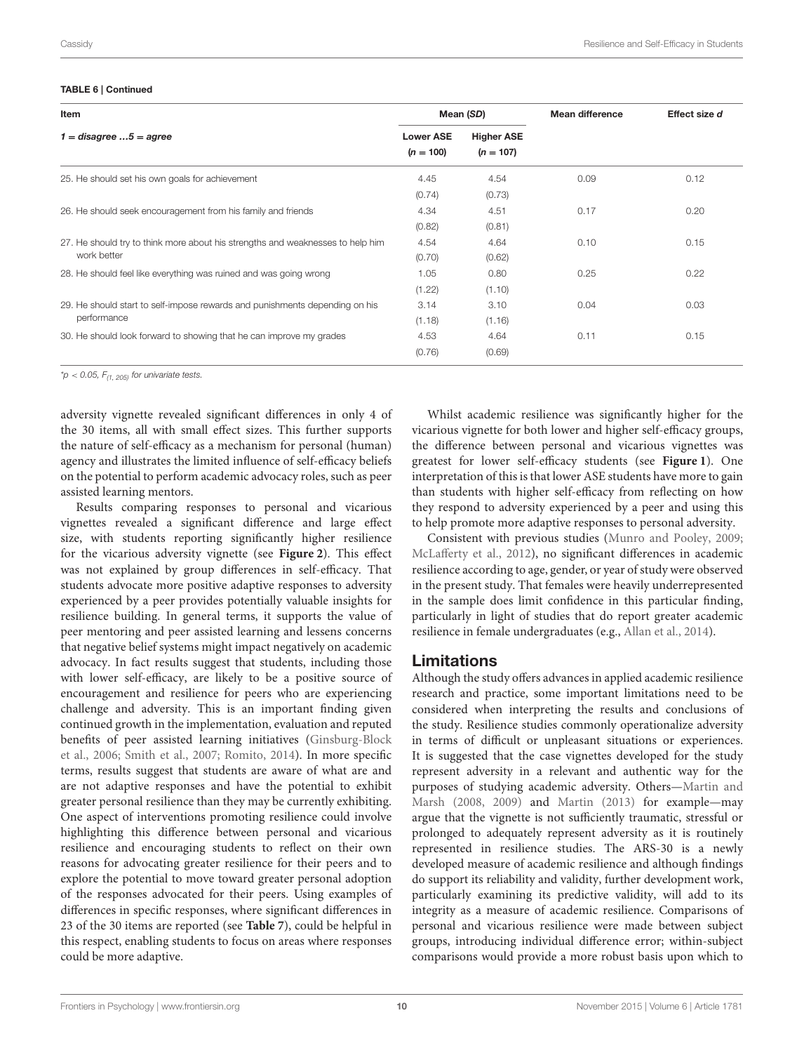**TABLE 6 | Continued**

| Item | Mean (*SD*) | | Mean difference | Effect size *d* |
|---|---|---|---|---|
| *1 = disagree …5 = agree* | Lower ASE ($n = 100$) | Higher ASE ($n = 107$) | | |
| 25. He should set his own goals for achievement | 4.45 (0.74) | 4.54 (0.73) | 0.09 | 0.12 |
| 26. He should seek encouragement from his family and friends | 4.34 (0.82) | 4.51 (0.81) | 0.17 | 0.20 |
| 27. He should try to think more about his strengths and weaknesses to help him work better | 4.54 (0.70) | 4.64 (0.62) | 0.10 | 0.15 |
| 28. He should feel like everything was ruined and was going wrong | 1.05 (1.22) | 0.80 (1.10) | 0.25 | 0.22 |
| 29. He should start to self-impose rewards and punishments depending on his performance | 3.14 (1.18) | 3.10 (1.16) | 0.04 | 0.03 |
| 30. He should look forward to showing that he can improve my grades | 4.53 (0.76) | 4.64 (0.69) | 0.11 | 0.15 |

*$^{*}p < 0.05$, $F_{(1, 205)}$ for univariate tests.*

adversity vignette revealed significant differences in only 4 of the 30 items, all with small effect sizes. This further supports the nature of self-efficacy as a mechanism for personal (human) agency and illustrates the limited influence of self-efficacy beliefs on the potential to perform academic advocacy roles, such as peer assisted learning mentors.

Results comparing responses to personal and vicarious vignettes revealed a significant difference and large effect size, with students reporting significantly higher resilience for the vicarious adversity vignette (see **Figure 2**). This effect was not explained by group differences in self-efficacy. That students advocate more positive adaptive responses to adversity experienced by a peer provides potentially valuable insights for resilience building. In general terms, it supports the value of peer mentoring and peer assisted learning and lessens concerns that negative belief systems might impact negatively on academic advocacy. In fact results suggest that students, including those with lower self-efficacy, are likely to be a positive source of encouragement and resilience for peers who are experiencing challenge and adversity. This is an important finding given continued growth in the implementation, evaluation and reputed benefits of peer assisted learning initiatives (Ginsburg-Block et al., 2006; Smith et al., 2007; Romito, 2014). In more specific terms, results suggest that students are aware of what are and are not adaptive responses and have the potential to exhibit greater personal resilience than they may be currently exhibiting. One aspect of interventions promoting resilience could involve highlighting this difference between personal and vicarious resilience and encouraging students to reflect on their own reasons for advocating greater resilience for their peers and to explore the potential to move toward greater personal adoption of the responses advocated for their peers. Using examples of differences in specific responses, where significant differences in 23 of the 30 items are reported (see **Table 7**), could be helpful in this respect, enabling students to focus on areas where responses could be more adaptive.

Whilst academic resilience was significantly higher for the vicarious vignette for both lower and higher self-efficacy groups, the difference between personal and vicarious vignettes was greatest for lower self-efficacy students (see **Figure 1**). One interpretation of this is that lower ASE students have more to gain than students with higher self-efficacy from reflecting on how they respond to adversity experienced by a peer and using this to help promote more adaptive responses to personal adversity.

Consistent with previous studies (Munro and Pooley, 2009; McLafferty et al., 2012), no significant differences in academic resilience according to age, gender, or year of study were observed in the present study. That females were heavily underrepresented in the sample does limit confidence in this particular finding, particularly in light of studies that do report greater academic resilience in female undergraduates (e.g., Allan et al., 2014).

## Limitations

Although the study offers advances in applied academic resilience research and practice, some important limitations need to be considered when interpreting the results and conclusions of the study. Resilience studies commonly operationalize adversity in terms of difficult or unpleasant situations or experiences. It is suggested that the case vignettes developed for the study represent adversity in a relevant and authentic way for the purposes of studying academic adversity. Others—Martin and Marsh (2008, 2009) and Martin (2013) for example—may argue that the vignette is not sufficiently traumatic, stressful or prolonged to adequately represent adversity as it is routinely represented in resilience studies. The ARS-30 is a newly developed measure of academic resilience and although findings do support its reliability and validity, further development work, particularly examining its predictive validity, will add to its integrity as a measure of academic resilience. Comparisons of personal and vicarious resilience were made between subject groups, introducing individual difference error; within-subject comparisons would provide a more robust basis upon which to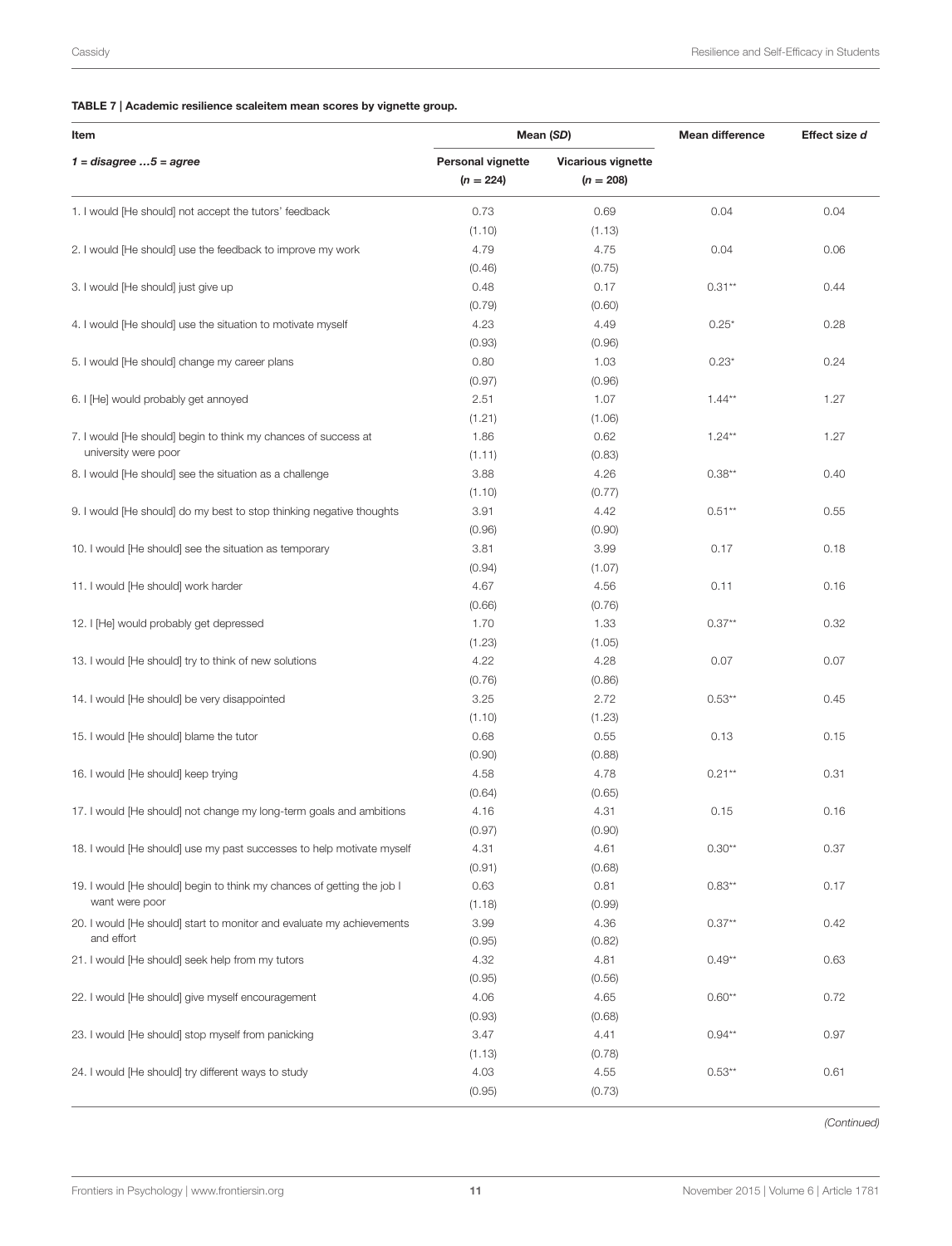**TABLE 7 | Academic resilience scaleitem mean scores by vignette group.**

| Item | Mean (*SD*) | | Mean difference | Effect size *d* |
|---|---|---|---|---|
| *1 = disagree …5 = agree* | **Personal vignette (*n* = 224)** | **Vicarious vignette (*n* = 208)** | | |
| 1. I would [He should] not accept the tutors' feedback | 0.73 (1.10) | 0.69 (1.13) | 0.04 | 0.04 |
| 2. I would [He should] use the feedback to improve my work | 4.79 (0.46) | 4.75 (0.75) | 0.04 | 0.06 |
| 3. I would [He should] just give up | 0.48 (0.79) | 0.17 (0.60) | 0.31** | 0.44 |
| 4. I would [He should] use the situation to motivate myself | 4.23 (0.93) | 4.49 (0.96) | 0.25* | 0.28 |
| 5. I would [He should] change my career plans | 0.80 (0.97) | 1.03 (0.96) | 0.23* | 0.24 |
| 6. I [He] would probably get annoyed | 2.51 (1.21) | 1.07 (1.06) | 1.44** | 1.27 |
| 7. I would [He should] begin to think my chances of success at university were poor | 1.86 (1.11) | 0.62 (0.83) | 1.24** | 1.27 |
| 8. I would [He should] see the situation as a challenge | 3.88 (1.10) | 4.26 (0.77) | 0.38** | 0.40 |
| 9. I would [He should] do my best to stop thinking negative thoughts | 3.91 (0.96) | 4.42 (0.90) | 0.51** | 0.55 |
| 10. I would [He should] see the situation as temporary | 3.81 (0.94) | 3.99 (1.07) | 0.17 | 0.18 |
| 11. I would [He should] work harder | 4.67 (0.66) | 4.56 (0.76) | 0.11 | 0.16 |
| 12. I [He] would probably get depressed | 1.70 (1.23) | 1.33 (1.05) | 0.37** | 0.32 |
| 13. I would [He should] try to think of new solutions | 4.22 (0.76) | 4.28 (0.86) | 0.07 | 0.07 |
| 14. I would [He should] be very disappointed | 3.25 (1.10) | 2.72 (1.23) | 0.53** | 0.45 |
| 15. I would [He should] blame the tutor | 0.68 (0.90) | 0.55 (0.88) | 0.13 | 0.15 |
| 16. I would [He should] keep trying | 4.58 (0.64) | 4.78 (0.65) | 0.21** | 0.31 |
| 17. I would [He should] not change my long-term goals and ambitions | 4.16 (0.97) | 4.31 (0.90) | 0.15 | 0.16 |
| 18. I would [He should] use my past successes to help motivate myself | 4.31 (0.91) | 4.61 (0.68) | 0.30** | 0.37 |
| 19. I would [He should] begin to think my chances of getting the job I want were poor | 0.63 (1.18) | 0.81 (0.99) | 0.83** | 0.17 |
| 20. I would [He should] start to monitor and evaluate my achievements and effort | 3.99 (0.95) | 4.36 (0.82) | 0.37** | 0.42 |
| 21. I would [He should] seek help from my tutors | 4.32 (0.95) | 4.81 (0.56) | 0.49** | 0.63 |
| 22. I would [He should] give myself encouragement | 4.06 (0.93) | 4.65 (0.68) | 0.60** | 0.72 |
| 23. I would [He should] stop myself from panicking | 3.47 (1.13) | 4.41 (0.78) | 0.94** | 0.97 |
| 24. I would [He should] try different ways to study | 4.03 (0.95) | 4.55 (0.73) | 0.53** | 0.61 |

*(Continued)*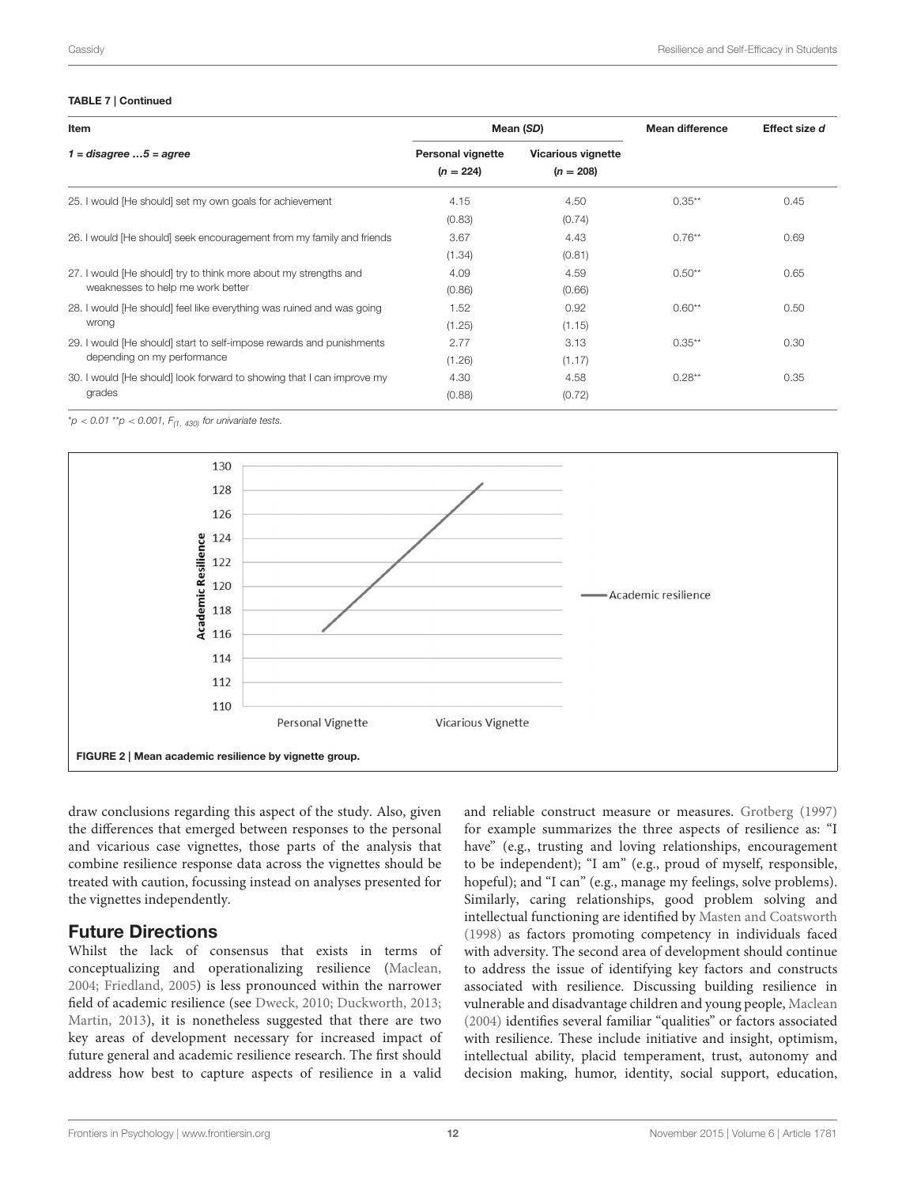**TABLE 7 | Continued**

| Item | Mean (SD) | | Mean difference | Effect size d |
|---|---|---|---|---|
| *1 = disagree …5 = agree* | Personal vignette ($n = 224$) | Vicarious vignette ($n = 208$) | | |
| 25. I would [He should] set my own goals for achievement | 4.15 (0.83) | 4.50 (0.74) | 0.35** | 0.45 |
| 26. I would [He should] seek encouragement from my family and friends | 3.67 (1.34) | 4.43 (0.81) | 0.76** | 0.69 |
| 27. I would [He should] try to think more about my strengths and weaknesses to help me work better | 4.09 (0.86) | 4.59 (0.66) | 0.50** | 0.65 |
| 28. I would [He should] feel like everything was ruined and was going wrong | 1.52 (1.25) | 0.92 (1.15) | 0.60** | 0.50 |
| 29. I would [He should] start to self-impose rewards and punishments depending on my performance | 2.77 (1.26) | 3.13 (1.17) | 0.35** | 0.30 |
| 30. I would [He should] look forward to showing that I can improve my grades | 4.30 (0.88) | 4.58 (0.72) | 0.28** | 0.35 |

*$p < 0.01$ **$p < 0.001$, $F_{(1, 430)}$ for univariate tests.

FIGURE 2 | Mean academic resilience by vignette group.

draw conclusions regarding this aspect of the study. Also, given the differences that emerged between responses to the personal and vicarious case vignettes, those parts of the analysis that combine resilience response data across the vignettes should be treated with caution, focussing instead on analyses presented for the vignettes independently.

## Future Directions

Whilst the lack of consensus that exists in terms of conceptualizing and operationalizing resilience (Maclean, 2004; Friedland, 2005) is less pronounced within the narrower field of academic resilience (see Dweck, 2010; Duckworth, 2013; Martin, 2013), it is nonetheless suggested that there are two key areas of development necessary for increased impact of future general and academic resilience research. The first should address how best to capture aspects of resilience in a valid and reliable construct measure or measures. Grotberg (1997) for example summarizes the three aspects of resilience as: "I have" (e.g., trusting and loving relationships, encouragement to be independent); "I am" (e.g., proud of myself, responsible, hopeful); and "I can" (e.g., manage my feelings, solve problems). Similarly, caring relationships, good problem solving and intellectual functioning are identified by Masten and Coatsworth (1998) as factors promoting competency in individuals faced with adversity. The second area of development should continue to address the issue of identifying key factors and constructs associated with resilience. Discussing building resilience in vulnerable and disadvantage children and young people, Maclean (2004) identifies several familiar "qualities" or factors associated with resilience. These include initiative and insight, optimism, intellectual ability, placid temperament, trust, autonomy and decision making, humor, identity, social support, education,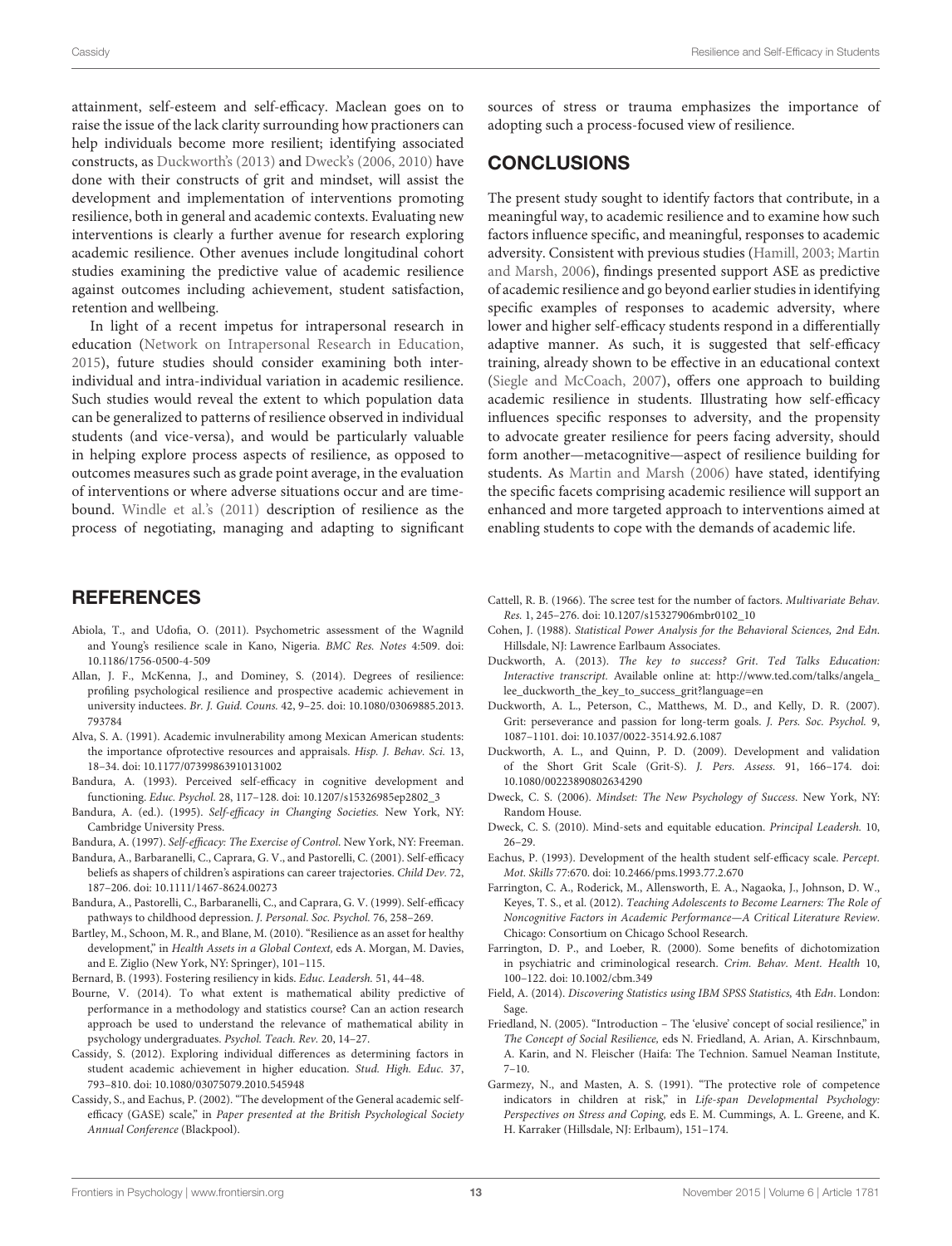attainment, self-esteem and self-efficacy. Maclean goes on to raise the issue of the lack clarity surrounding how practioners can help individuals become more resilient; identifying associated constructs, as Duckworth's (2013) and Dweck's (2006, 2010) have done with their constructs of grit and mindset, will assist the development and implementation of interventions promoting resilience, both in general and academic contexts. Evaluating new interventions is clearly a further avenue for research exploring academic resilience. Other avenues include longitudinal cohort studies examining the predictive value of academic resilience against outcomes including achievement, student satisfaction, retention and wellbeing.

In light of a recent impetus for intrapersonal research in education (Network on Intrapersonal Research in Education, 2015), future studies should consider examining both inter-individual and intra-individual variation in academic resilience. Such studies would reveal the extent to which population data can be generalized to patterns of resilience observed in individual students (and vice-versa), and would be particularly valuable in helping explore process aspects of resilience, as opposed to outcomes measures such as grade point average, in the evaluation of interventions or where adverse situations occur and are time-bound. Windle et al.'s (2011) description of resilience as the process of negotiating, managing and adapting to significant sources of stress or trauma emphasizes the importance of adopting such a process-focused view of resilience.

## CONCLUSIONS

The present study sought to identify factors that contribute, in a meaningful way, to academic resilience and to examine how such factors influence specific, and meaningful, responses to academic adversity. Consistent with previous studies (Hamill, 2003; Martin and Marsh, 2006), findings presented support ASE as predictive of academic resilience and go beyond earlier studies in identifying specific examples of responses to academic adversity, where lower and higher self-efficacy students respond in a differentially adaptive manner. As such, it is suggested that self-efficacy training, already shown to be effective in an educational context (Siegle and McCoach, 2007), offers one approach to building academic resilience in students. Illustrating how self-efficacy influences specific responses to adversity, and the propensity to advocate greater resilience for peers facing adversity, should form another—metacognitive—aspect of resilience building for students. As Martin and Marsh (2006) have stated, identifying the specific facets comprising academic resilience will support an enhanced and more targeted approach to interventions aimed at enabling students to cope with the demands of academic life.

## REFERENCES

Abiola, T., and Udofia, O. (2011). Psychometric assessment of the Wagnild and Young's resilience scale in Kano, Nigeria. *BMC Res. Notes* 4:509. doi: 10.1186/1756-0500-4-509

Allan, J. F., McKenna, J., and Dominey, S. (2014). Degrees of resilience: profiling psychological resilience and prospective academic achievement in university inductees. *Br. J. Guid. Couns.* 42, 9–25. doi: 10.1080/03069885.2013.793784

Alva, S. A. (1991). Academic invulnerability among Mexican American students: the importance ofprotective resources and appraisals. *Hisp. J. Behav. Sci.* 13, 18–34. doi: 10.1177/07399863910131002

Bandura, A. (1993). Perceived self-efficacy in cognitive development and functioning. *Educ. Psychol.* 28, 117–128. doi: 10.1207/s15326985ep2802_3

Bandura, A. (ed.). (1995). *Self-efficacy in Changing Societies.* New York, NY: Cambridge University Press.

Bandura, A. (1997). *Self-efficacy: The Exercise of Control.* New York, NY: Freeman.

Bandura, A., Barbaranelli, C., Caprara, G. V., and Pastorelli, C. (2001). Self-efficacy beliefs as shapers of children's aspirations can career trajectories. *Child Dev.* 72, 187–206. doi: 10.1111/1467-8624.00273

Bandura, A., Pastorelli, C., Barbaranelli, C., and Caprara, G. V. (1999). Self-efficacy pathways to childhood depression. *J. Personal. Soc. Psychol.* 76, 258–269.

Bartley, M., Schoon, M. R., and Blane, M. (2010). "Resilience as an asset for healthy development," in *Health Assets in a Global Context,* eds A. Morgan, M. Davies, and E. Ziglio (New York, NY: Springer), 101–115.

Bernard, B. (1993). Fostering resiliency in kids. *Educ. Leadersh.* 51, 44–48.

Bourne, V. (2014). To what extent is mathematical ability predictive of performance in a methodology and statistics course? Can an action research approach be used to understand the relevance of mathematical ability in psychology undergraduates. *Psychol. Teach. Rev.* 20, 14–27.

Cassidy, S. (2012). Exploring individual differences as determining factors in student academic achievement in higher education. *Stud. High. Educ.* 37, 793–810. doi: 10.1080/03075079.2010.545948

Cassidy, S., and Eachus, P. (2002). "The development of the General academic self-efficacy (GASE) scale," in *Paper presented at the British Psychological Society Annual Conference* (Blackpool).

Cattell, R. B. (1966). The scree test for the number of factors. *Multivariate Behav. Res.* 1, 245–276. doi: 10.1207/s15327906mbr0102_10

Cohen, J. (1988). *Statistical Power Analysis for the Behavioral Sciences, 2nd Edn.* Hillsdale, NJ: Lawrence Earlbaum Associates.

Duckworth, A. (2013). *The key to success? Grit. Ted Talks Education: Interactive transcript.* Available online at: http://www.ted.com/talks/angela_lee_duckworth_the_key_to_success_grit?language=en

Duckworth, A. L., Peterson, C., Matthews, M. D., and Kelly, D. R. (2007). Grit: perseverance and passion for long-term goals. *J. Pers. Soc. Psychol.* 9, 1087–1101. doi: 10.1037/0022-3514.92.6.1087

Duckworth, A. L., and Quinn, P. D. (2009). Development and validation of the Short Grit Scale (Grit-S). *J. Pers. Assess.* 91, 166–174. doi: 10.1080/00223890802634290

Dweck, C. S. (2006). *Mindset: The New Psychology of Success.* New York, NY: Random House.

Dweck, C. S. (2010). Mind-sets and equitable education. *Principal Leadersh.* 10, 26–29.

Eachus, P. (1993). Development of the health student self-efficacy scale. *Percept. Mot. Skills* 77:670. doi: 10.2466/pms.1993.77.2.670

Farrington, C. A., Roderick, M., Allensworth, E. A., Nagaoka, J., Johnson, D. W., Keyes, T. S., et al. (2012). *Teaching Adolescents to Become Learners: The Role of Noncognitive Factors in Academic Performance—A Critical Literature Review*. Chicago: Consortium on Chicago School Research.

Farrington, D. P., and Loeber, R. (2000). Some benefits of dichotomization in psychiatric and criminological research. *Crim. Behav. Ment. Health* 10, 100–122. doi: 10.1002/cbm.349

Field, A. (2014). *Discovering Statistics using IBM SPSS Statistics,* 4th *Edn*. London: Sage.

Friedland, N. (2005). "Introduction – The 'elusive' concept of social resilience," in *The Concept of Social Resilience,* eds N. Friedland, A. Arian, A. Kirschnbaum, A. Karin, and N. Fleischer (Haifa: The Technion. Samuel Neaman Institute, 7–10.

Garmezy, N., and Masten, A. S. (1991). "The protective role of competence indicators in children at risk," in *Life-span Developmental Psychology: Perspectives on Stress and Coping,* eds E. M. Cummings, A. L. Greene, and K. H. Karraker (Hillsdale, NJ: Erlbaum), 151–174.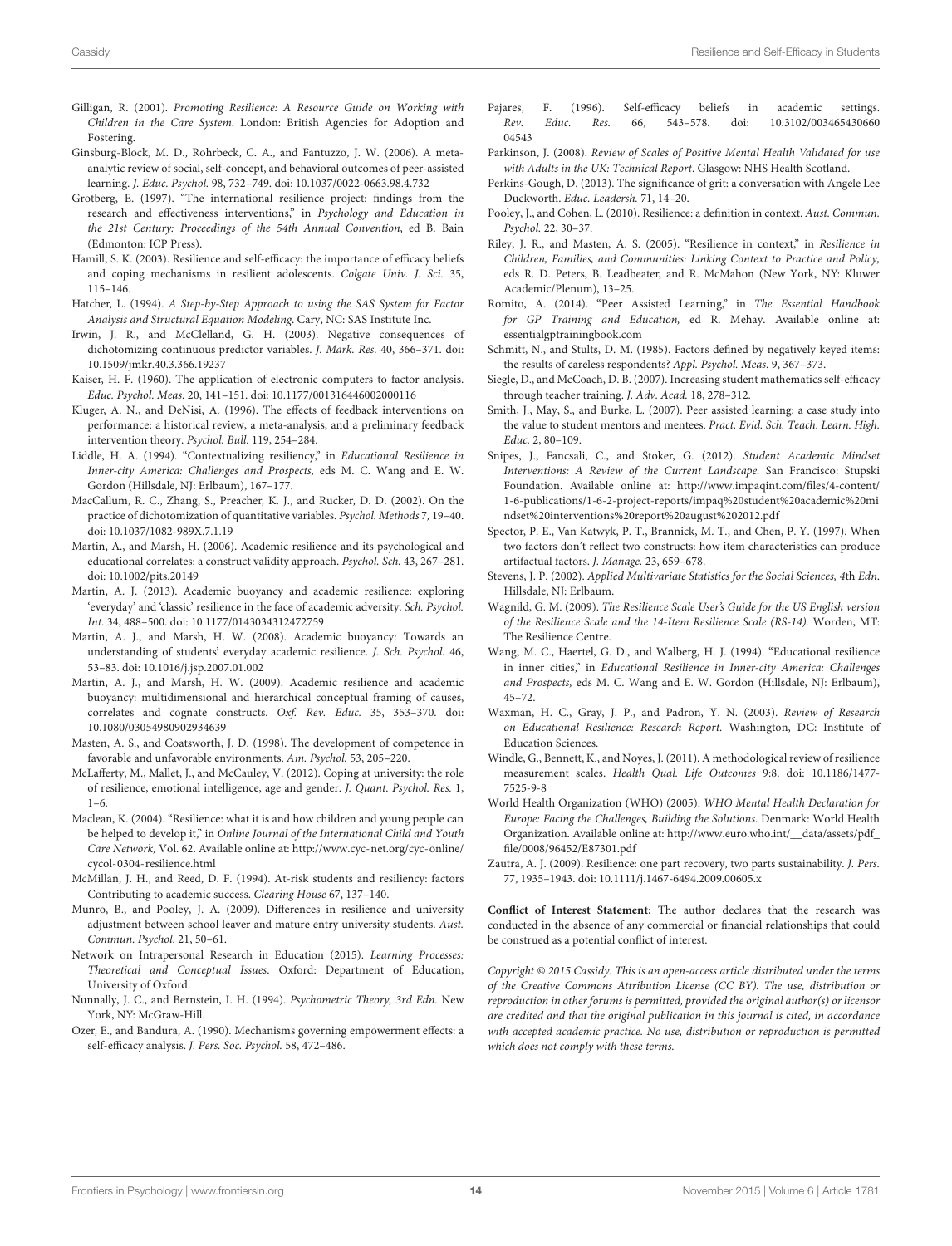Gilligan, R. (2001). *Promoting Resilience: A Resource Guide on Working with Children in the Care System*. London: British Agencies for Adoption and Fostering.

Ginsburg-Block, M. D., Rohrbeck, C. A., and Fantuzzo, J. W. (2006). A meta-analytic review of social, self-concept, and behavioral outcomes of peer-assisted learning. *J. Educ. Psychol.* 98, 732–749. doi: 10.1037/0022-0663.98.4.732

Grotberg, E. (1997). "The international resilience project: findings from the research and effectiveness interventions," in *Psychology and Education in the 21st Century: Proceedings of the 54th Annual Convention*, ed B. Bain (Edmonton: ICP Press).

Hamill, S. K. (2003). Resilience and self-efficacy: the importance of efficacy beliefs and coping mechanisms in resilient adolescents. *Colgate Univ. J. Sci.* 35, 115–146.

Hatcher, L. (1994). *A Step-by-Step Approach to using the SAS System for Factor Analysis and Structural Equation Modeling*. Cary, NC: SAS Institute Inc.

Irwin, J. R., and McClelland, G. H. (2003). Negative consequences of dichotomizing continuous predictor variables. *J. Mark. Res.* 40, 366–371. doi: 10.1509/jmkr.40.3.366.19237

Kaiser, H. F. (1960). The application of electronic computers to factor analysis. *Educ. Psychol. Meas.* 20, 141–151. doi: 10.1177/001316446002000116

Kluger, A. N., and DeNisi, A. (1996). The effects of feedback interventions on performance: a historical review, a meta-analysis, and a preliminary feedback intervention theory. *Psychol. Bull.* 119, 254–284.

Liddle, H. A. (1994). "Contextualizing resiliency," in *Educational Resilience in Inner-city America: Challenges and Prospects*, eds M. C. Wang and E. W. Gordon (Hillsdale, NJ: Erlbaum), 167–177.

MacCallum, R. C., Zhang, S., Preacher, K. J., and Rucker, D. D. (2002). On the practice of dichotomization of quantitative variables. *Psychol. Methods* 7, 19–40. doi: 10.1037/1082-989X.7.1.19

Martin, A., and Marsh, H. (2006). Academic resilience and its psychological and educational correlates: a construct validity approach. *Psychol. Sch.* 43, 267–281. doi: 10.1002/pits.20149

Martin, A. J. (2013). Academic buoyancy and academic resilience: exploring 'everyday' and 'classic' resilience in the face of academic adversity. *Sch. Psychol. Int.* 34, 488–500. doi: 10.1177/0143034312472759

Martin, A. J., and Marsh, H. W. (2008). Academic buoyancy: Towards an understanding of students' everyday academic resilience. *J. Sch. Psychol.* 46, 53–83. doi: 10.1016/j.jsp.2007.01.002

Martin, A. J., and Marsh, H. W. (2009). Academic resilience and academic buoyancy: multidimensional and hierarchical conceptual framing of causes, correlates and cognate constructs. *Oxf. Rev. Educ.* 35, 353–370. doi: 10.1080/03054980902934639

Masten, A. S., and Coatsworth, J. D. (1998). The development of competence in favorable and unfavorable environments. *Am. Psychol.* 53, 205–220.

McLafferty, M., Mallet, J., and McCauley, V. (2012). Coping at university: the role of resilience, emotional intelligence, age and gender. *J. Quant. Psychol. Res.* 1, 1–6.

Maclean, K. (2004). "Resilience: what it is and how children and young people can be helped to develop it," in *Online Journal of the International Child and Youth Care Network*, Vol. 62. Available online at: http://www.cyc-net.org/cyc-online/cycol-0304-resilience.html

McMillan, J. H., and Reed, D. F. (1994). At-risk students and resiliency: factors Contributing to academic success. *Clearing House* 67, 137–140.

Munro, B., and Pooley, J. A. (2009). Differences in resilience and university adjustment between school leaver and mature entry university students. *Aust. Commun. Psychol.* 21, 50–61.

Network on Intrapersonal Research in Education (2015). *Learning Processes: Theoretical and Conceptual Issues*. Oxford: Department of Education, University of Oxford.

Nunnally, J. C., and Bernstein, I. H. (1994). *Psychometric Theory, 3rd Edn.* New York, NY: McGraw-Hill.

Ozer, E., and Bandura, A. (1990). Mechanisms governing empowerment effects: a self-efficacy analysis. *J. Pers. Soc. Psychol.* 58, 472–486.

Pajares, F. (1996). Self-efficacy beliefs in academic settings. *Rev. Educ. Res.* 66, 543–578. doi: 10.3102/00346543066004543

Parkinson, J. (2008). *Review of Scales of Positive Mental Health Validated for use with Adults in the UK: Technical Report*. Glasgow: NHS Health Scotland.

Perkins-Gough, D. (2013). The significance of grit: a conversation with Angele Lee Duckworth. *Educ. Leadersh.* 71, 14–20.

Pooley, J., and Cohen, L. (2010). Resilience: a definition in context. *Aust. Commun. Psychol.* 22, 30–37.

Riley, J. R., and Masten, A. S. (2005). "Resilience in context," in *Resilience in Children, Families, and Communities: Linking Context to Practice and Policy*, eds R. D. Peters, B. Leadbeater, and R. McMahon (New York, NY: Kluwer Academic/Plenum), 13–25.

Romito, A. (2014). "Peer Assisted Learning," in *The Essential Handbook for GP Training and Education*, ed R. Mehay. Available online at: essentialgptrainingbook.com

Schmitt, N., and Stults, D. M. (1985). Factors defined by negatively keyed items: the results of careless respondents? *Appl. Psychol. Meas.* 9, 367–373.

Siegle, D., and McCoach, D. B. (2007). Increasing student mathematics self-efficacy through teacher training. *J. Adv. Acad.* 18, 278–312.

Smith, J., May, S., and Burke, L. (2007). Peer assisted learning: a case study into the value to student mentors and mentees. *Pract. Evid. Sch. Teach. Learn. High. Educ.* 2, 80–109.

Snipes, J., Fancsali, C., and Stoker, G. (2012). *Student Academic Mindset Interventions: A Review of the Current Landscape*. San Francisco: Stupski Foundation. Available online at: http://www.impaqint.com/files/4-content/1-6-publications/1-6-2-project-reports/impaq%20student%20academic%20mindset%20interventions%20report%20august%202012.pdf

Spector, P. E., Van Katwyk, P. T., Brannick, M. T., and Chen, P. Y. (1997). When two factors don't reflect two constructs: how item characteristics can produce artifactual factors. *J. Manage.* 23, 659–678.

Stevens, J. P. (2002). *Applied Multivariate Statistics for the Social Sciences, 4th Edn.* Hillsdale, NJ: Erlbaum.

Wagnild, G. M. (2009). *The Resilience Scale User's Guide for the US English version of the Resilience Scale and the 14-Item Resilience Scale (RS-14)*. Worden, MT: The Resilience Centre.

Wang, M. C., Haertel, G. D., and Walberg, H. J. (1994). "Educational resilience in inner cities," in *Educational Resilience in Inner-city America: Challenges and Prospects*, eds M. C. Wang and E. W. Gordon (Hillsdale, NJ: Erlbaum), 45–72.

Waxman, H. C., Gray, J. P., and Padron, Y. N. (2003). *Review of Research on Educational Resilience: Research Report*. Washington, DC: Institute of Education Sciences.

Windle, G., Bennett, K., and Noyes, J. (2011). A methodological review of resilience measurement scales. *Health Qual. Life Outcomes* 9:8. doi: 10.1186/1477-7525-9-8

World Health Organization (WHO) (2005). *WHO Mental Health Declaration for Europe: Facing the Challenges, Building the Solutions*. Denmark: World Health Organization. Available online at: http://www.euro.who.int/__data/assets/pdf_file/0008/96452/E87301.pdf

Zautra, A. J. (2009). Resilience: one part recovery, two parts sustainability. *J. Pers.* 77, 1935–1943. doi: 10.1111/j.1467-6494.2009.00605.x

**Conflict of Interest Statement:** The author declares that the research was conducted in the absence of any commercial or financial relationships that could be construed as a potential conflict of interest.

*Copyright © 2015 Cassidy. This is an open-access article distributed under the terms of the Creative Commons Attribution License (CC BY). The use, distribution or reproduction in other forums is permitted, provided the original author(s) or licensor are credited and that the original publication in this journal is cited, in accordance with accepted academic practice. No use, distribution or reproduction is permitted which does not comply with these terms.*